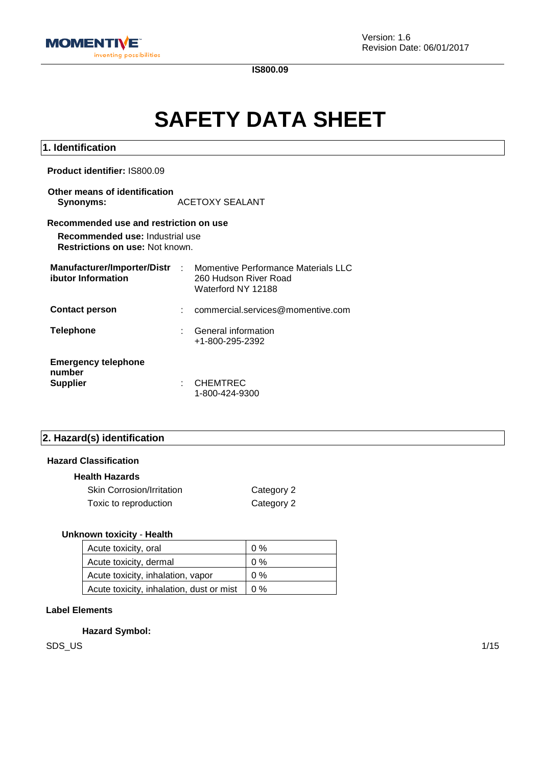Version: 1.6
Revision Date: 06/01/2017

**IS800.09**

# SAFETY DATA SHEET

## 1. Identification

**Product identifier:** IS800.09

**Other means of identification**
**Synonyms:** ACETOXY SEALANT

**Recommended use and restriction on use**
**Recommended use:** Industrial use
**Restrictions on use:** Not known.

**Manufacturer/Importer/Distributor Information** : Momentive Performance Materials LLC
260 Hudson River Road
Waterford NY 12188

**Contact person** : commercial.services@momentive.com

**Telephone** : General information
+1-800-295-2392

**Emergency telephone number**
**Supplier** : CHEMTREC
1-800-424-9300

## 2. Hazard(s) identification

**Hazard Classification**

**Health Hazards**

| | |
|---|---|
| Skin Corrosion/Irritation | Category 2 |
| Toxic to reproduction | Category 2 |

**Unknown toxicity - Health**

| | |
|---|---|
| Acute toxicity, oral | 0 % |
| Acute toxicity, dermal | 0 % |
| Acute toxicity, inhalation, vapor | 0 % |
| Acute toxicity, inhalation, dust or mist | 0 % |

**Label Elements**

**Hazard Symbol:**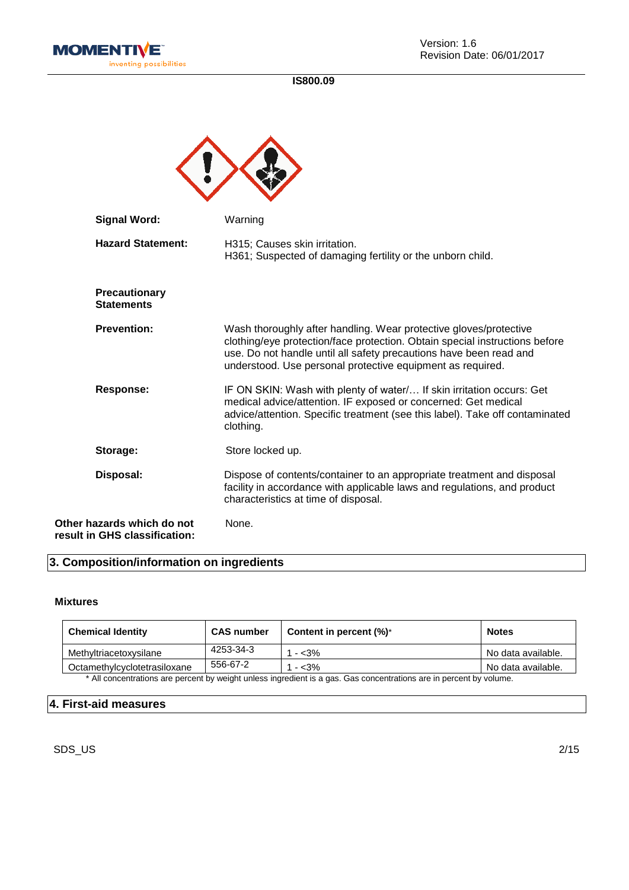IS800.09

**Signal Word:** Warning

**Hazard Statement:** H315; Causes skin irritation.
H361; Suspected of damaging fertility or the unborn child.

**Precautionary Statements**

**Prevention:** Wash thoroughly after handling. Wear protective gloves/protective clothing/eye protection/face protection. Obtain special instructions before use. Do not handle until all safety precautions have been read and understood. Use personal protective equipment as required.

**Response:** IF ON SKIN: Wash with plenty of water/… If skin irritation occurs: Get medical advice/attention. IF exposed or concerned: Get medical advice/attention. Specific treatment (see this label). Take off contaminated clothing.

**Storage:** Store locked up.

**Disposal:** Dispose of contents/container to an appropriate treatment and disposal facility in accordance with applicable laws and regulations, and product characteristics at time of disposal.

**Other hazards which do not result in GHS classification:** None.

## 3. Composition/information on ingredients

### Mixtures

| Chemical Identity | CAS number | Content in percent (%)* | Notes |
|---|---|---|---|
| Methyltriacetoxysilane | 4253-34-3 | 1 - <3% | No data available. |
| Octamethylcyclotetrasiloxane | 556-67-2 | 1 - <3% | No data available. |

* All concentrations are percent by weight unless ingredient is a gas. Gas concentrations are in percent by volume.

## 4. First-aid measures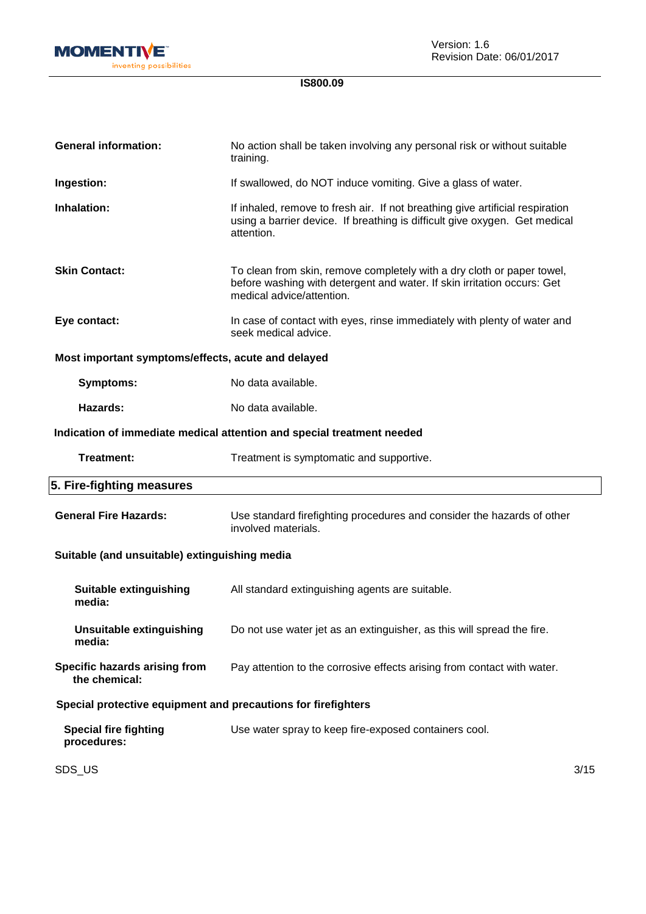**General information:** No action shall be taken involving any personal risk or without suitable training.

**Ingestion:** If swallowed, do NOT induce vomiting. Give a glass of water.

**Inhalation:** If inhaled, remove to fresh air. If not breathing give artificial respiration using a barrier device. If breathing is difficult give oxygen. Get medical attention.

**Skin Contact:** To clean from skin, remove completely with a dry cloth or paper towel, before washing with detergent and water. If skin irritation occurs: Get medical advice/attention.

**Eye contact:** In case of contact with eyes, rinse immediately with plenty of water and seek medical advice.

**Most important symptoms/effects, acute and delayed**

**Symptoms:** No data available.

**Hazards:** No data available.

**Indication of immediate medical attention and special treatment needed**

**Treatment:** Treatment is symptomatic and supportive.

## 5. Fire-fighting measures

**General Fire Hazards:** Use standard firefighting procedures and consider the hazards of other involved materials.

**Suitable (and unsuitable) extinguishing media**

**Suitable extinguishing media:** All standard extinguishing agents are suitable.

**Unsuitable extinguishing media:** Do not use water jet as an extinguisher, as this will spread the fire.

**Specific hazards arising from the chemical:** Pay attention to the corrosive effects arising from contact with water.

**Special protective equipment and precautions for firefighters**

**Special fire fighting procedures:** Use water spray to keep fire-exposed containers cool.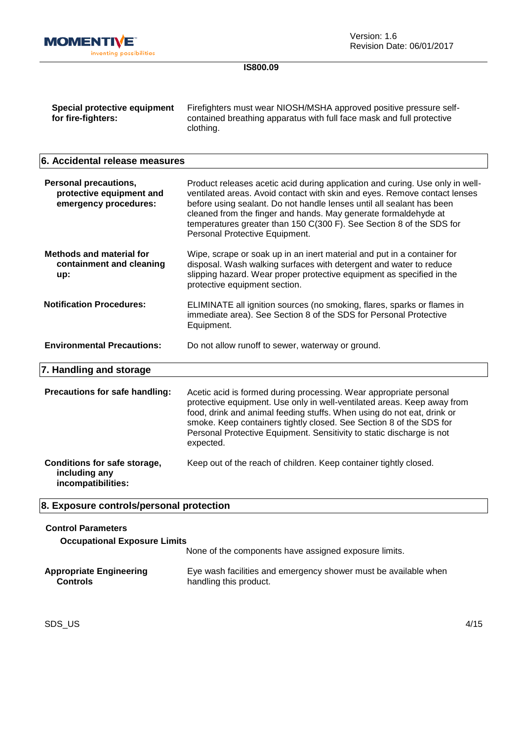**Special protective equipment for fire-fighters:** Firefighters must wear NIOSH/MSHA approved positive pressure self-contained breathing apparatus with full face mask and full protective clothing.

## 6. Accidental release measures

**Personal precautions, protective equipment and emergency procedures:** Product releases acetic acid during application and curing. Use only in well-ventilated areas. Avoid contact with skin and eyes. Remove contact lenses before using sealant. Do not handle lenses until all sealant has been cleaned from the finger and hands. May generate formaldehyde at temperatures greater than 150 C(300 F). See Section 8 of the SDS for Personal Protective Equipment.

**Methods and material for containment and cleaning up:** Wipe, scrape or soak up in an inert material and put in a container for disposal. Wash walking surfaces with detergent and water to reduce slipping hazard. Wear proper protective equipment as specified in the protective equipment section.

**Notification Procedures:** ELIMINATE all ignition sources (no smoking, flares, sparks or flames in immediate area). See Section 8 of the SDS for Personal Protective Equipment.

**Environmental Precautions:** Do not allow runoff to sewer, waterway or ground.

## 7. Handling and storage

**Precautions for safe handling:** Acetic acid is formed during processing. Wear appropriate personal protective equipment. Use only in well-ventilated areas. Keep away from food, drink and animal feeding stuffs. When using do not eat, drink or smoke. Keep containers tightly closed. See Section 8 of the SDS for Personal Protective Equipment. Sensitivity to static discharge is not expected.

**Conditions for safe storage, including any incompatibilities:** Keep out of the reach of children. Keep container tightly closed.

## 8. Exposure controls/personal protection

**Control Parameters**

**Occupational Exposure Limits**

None of the components have assigned exposure limits.

**Appropriate Engineering Controls:** Eye wash facilities and emergency shower must be available when handling this product.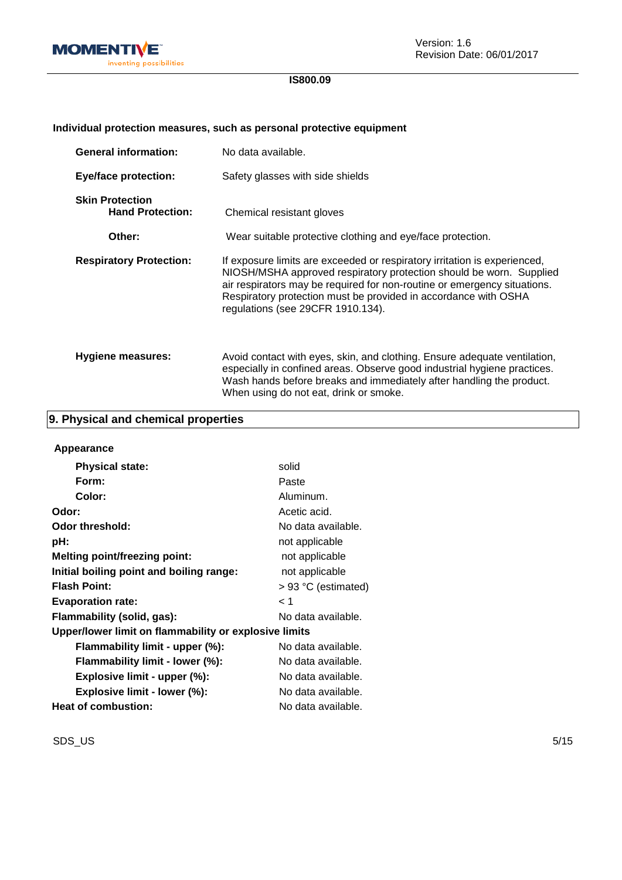**Individual protection measures, such as personal protective equipment**

| | |
|---|---|
| **General information:** | No data available. |
| **Eye/face protection:** | Safety glasses with side shields |
| **Skin Protection** | |
| **Hand Protection:** | Chemical resistant gloves |
| **Other:** | Wear suitable protective clothing and eye/face protection. |
| **Respiratory Protection:** | If exposure limits are exceeded or respiratory irritation is experienced, NIOSH/MSHA approved respiratory protection should be worn. Supplied air respirators may be required for non-routine or emergency situations. Respiratory protection must be provided in accordance with OSHA regulations (see 29CFR 1910.134). |
| **Hygiene measures:** | Avoid contact with eyes, skin, and clothing. Ensure adequate ventilation, especially in confined areas. Observe good industrial hygiene practices. Wash hands before breaks and immediately after handling the product. When using do not eat, drink or smoke. |

## 9. Physical and chemical properties

**Appearance**

| | |
|---|---|
| **Physical state:** | solid |
| **Form:** | Paste |
| **Color:** | Aluminum. |
| **Odor:** | Acetic acid. |
| **Odor threshold:** | No data available. |
| **pH:** | not applicable |
| **Melting point/freezing point:** | not applicable |
| **Initial boiling point and boiling range:** | not applicable |
| **Flash Point:** | > 93 °C (estimated) |
| **Evaporation rate:** | < 1 |
| **Flammability (solid, gas):** | No data available. |
| **Upper/lower limit on flammability or explosive limits** | |
| **Flammability limit - upper (%):** | No data available. |
| **Flammability limit - lower (%):** | No data available. |
| **Explosive limit - upper (%):** | No data available. |
| **Explosive limit - lower (%):** | No data available. |
| **Heat of combustion:** | No data available. |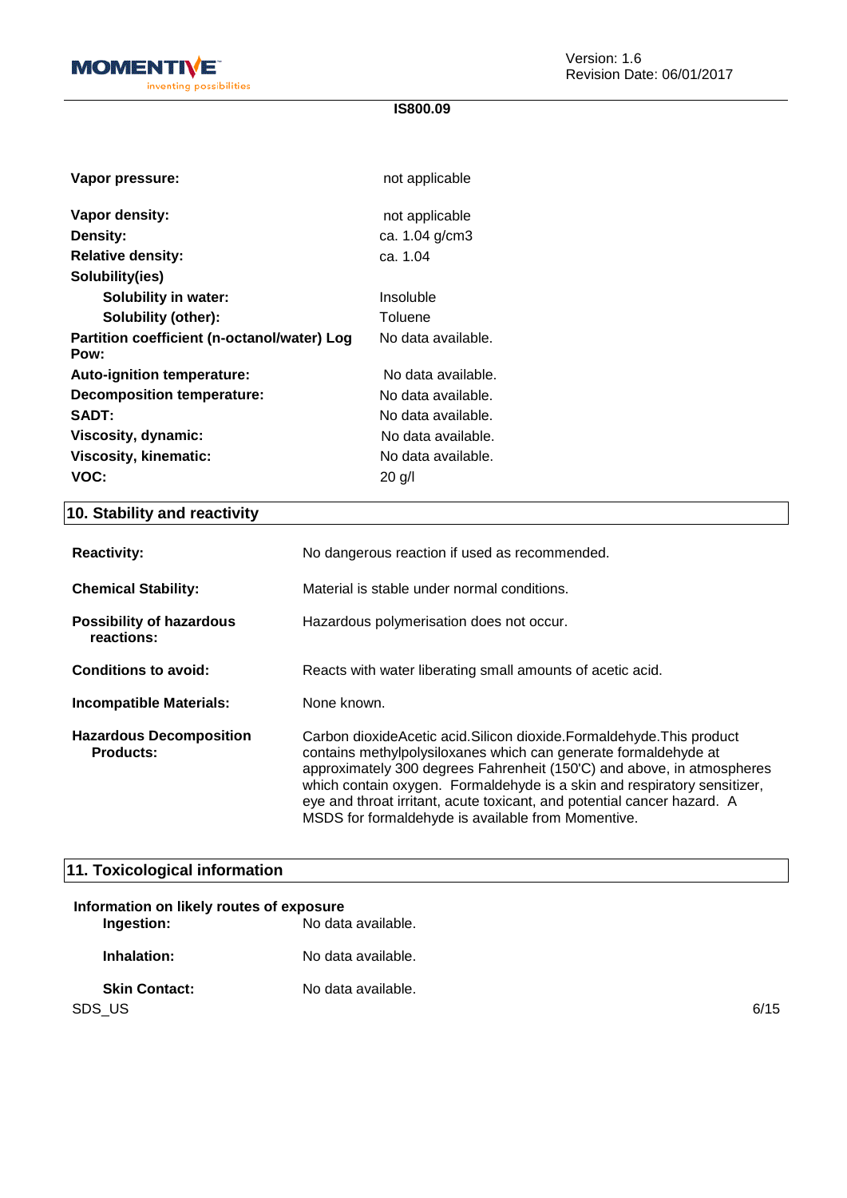| | |
|---|---|
| **Vapor pressure:** | not applicable |
| **Vapor density:** | not applicable |
| **Density:** | ca. 1.04 g/cm3 |
| **Relative density:** | ca. 1.04 |
| **Solubility(ies)** | |
| **Solubility in water:** | Insoluble |
| **Solubility (other):** | Toluene |
| **Partition coefficient (n-octanol/water) Log Pow:** | No data available. |
| **Auto-ignition temperature:** | No data available. |
| **Decomposition temperature:** | No data available. |
| **SADT:** | No data available. |
| **Viscosity, dynamic:** | No data available. |
| **Viscosity, kinematic:** | No data available. |
| **VOC:** | 20 g/l |

## 10. Stability and reactivity

**Reactivity:** No dangerous reaction if used as recommended.

**Chemical Stability:** Material is stable under normal conditions.

**Possibility of hazardous reactions:** Hazardous polymerisation does not occur.

**Conditions to avoid:** Reacts with water liberating small amounts of acetic acid.

**Incompatible Materials:** None known.

**Hazardous Decomposition Products:** Carbon dioxideAcetic acid.Silicon dioxide.Formaldehyde.This product contains methylpolysiloxanes which can generate formaldehyde at approximately 300 degrees Fahrenheit (150'C) and above, in atmospheres which contain oxygen. Formaldehyde is a skin and respiratory sensitizer, eye and throat irritant, acute toxicant, and potential cancer hazard. A MSDS for formaldehyde is available from Momentive.

## 11. Toxicological information

**Information on likely routes of exposure**

**Ingestion:** No data available.

**Inhalation:** No data available.

**Skin Contact:** No data available.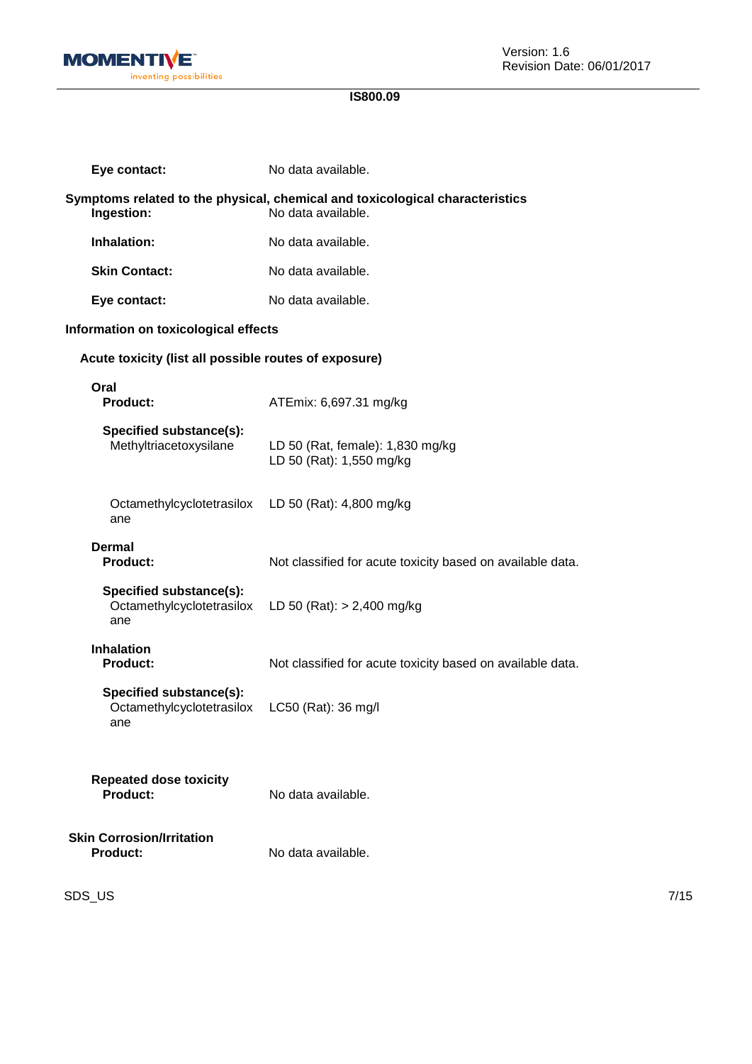**Eye contact:** No data available.

**Symptoms related to the physical, chemical and toxicological characteristics**

**Ingestion:** No data available.

**Inhalation:** No data available.

**Skin Contact:** No data available.

**Eye contact:** No data available.

**Information on toxicological effects**

**Acute toxicity (list all possible routes of exposure)**

**Oral**

**Product:** ATEmix: 6,697.31 mg/kg

**Specified substance(s):**

| | |
|---|---|
| Methyltriacetoxysilane | LD 50 (Rat, female): 1,830 mg/kg<br>LD 50 (Rat): 1,550 mg/kg |
| Octamethylcyclotetrasiloxane | LD 50 (Rat): 4,800 mg/kg |

**Dermal**

**Product:** Not classified for acute toxicity based on available data.

**Specified substance(s):**

| | |
|---|---|
| Octamethylcyclotetrasiloxane | LD 50 (Rat): > 2,400 mg/kg |

**Inhalation**

**Product:** Not classified for acute toxicity based on available data.

**Specified substance(s):**

| | |
|---|---|
| Octamethylcyclotetrasiloxane | LC50 (Rat): 36 mg/l |

**Repeated dose toxicity**

**Product:** No data available.

**Skin Corrosion/Irritation**

**Product:** No data available.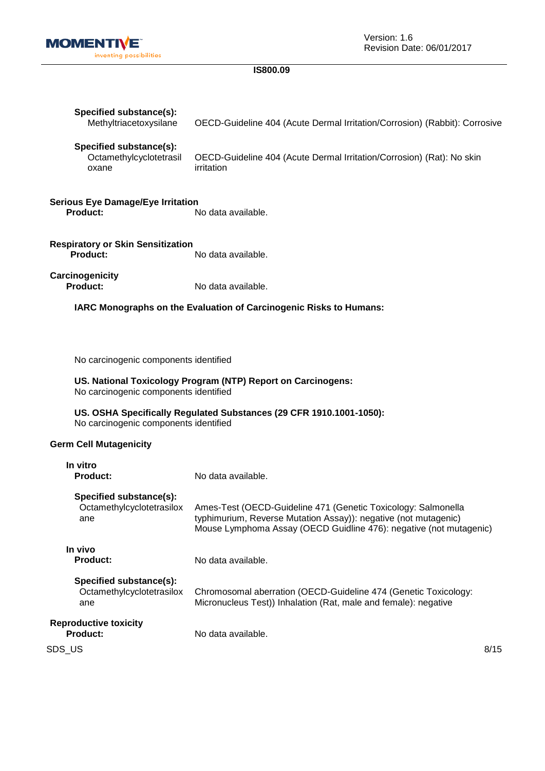**Specified substance(s):**

| | |
|---|---|
| Methyltriacetoxysilane | OECD-Guideline 404 (Acute Dermal Irritation/Corrosion) (Rabbit): Corrosive |

**Specified substance(s):**

| | |
|---|---|
| Octamethylcyclotetrasiloxane | OECD-Guideline 404 (Acute Dermal Irritation/Corrosion) (Rat): No skin irritation |

**Serious Eye Damage/Eye Irritation**

**Product:** No data available.

**Respiratory or Skin Sensitization**

**Product:** No data available.

**Carcinogenicity**

**Product:** No data available.

**IARC Monographs on the Evaluation of Carcinogenic Risks to Humans:**

No carcinogenic components identified

**US. National Toxicology Program (NTP) Report on Carcinogens:**
No carcinogenic components identified

**US. OSHA Specifically Regulated Substances (29 CFR 1910.1001-1050):**
No carcinogenic components identified

**Germ Cell Mutagenicity**

**In vitro**

**Product:** No data available.

**Specified substance(s):**

| | |
|---|---|
| Octamethylcyclotetrasiloxane | Ames-Test (OECD-Guideline 471 (Genetic Toxicology: Salmonella typhimurium, Reverse Mutation Assay)): negative (not mutagenic)<br>Mouse Lymphoma Assay (OECD Guidline 476): negative (not mutagenic) |

**In vivo**

**Product:** No data available.

**Specified substance(s):**

| | |
|---|---|
| Octamethylcyclotetrasiloxane | Chromosomal aberration (OECD-Guideline 474 (Genetic Toxicology: Micronucleus Test)) Inhalation (Rat, male and female): negative |

**Reproductive toxicity**

**Product:** No data available.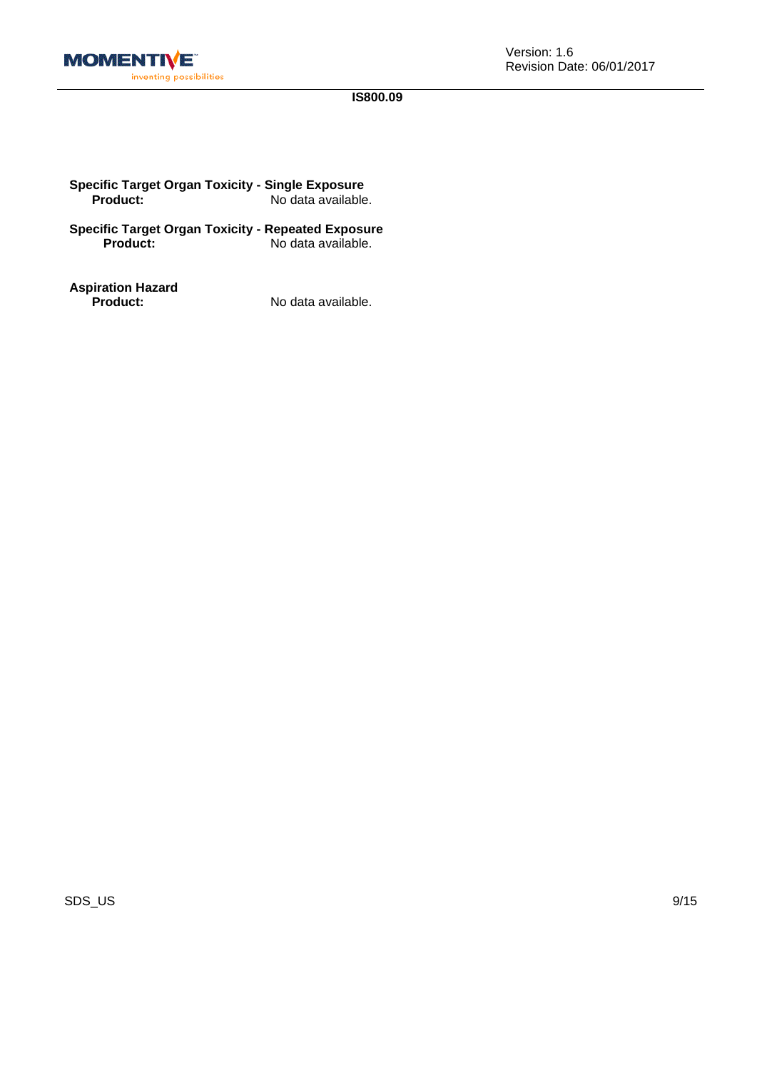**Specific Target Organ Toxicity - Single Exposure**

**Product:** No data available.

**Specific Target Organ Toxicity - Repeated Exposure**

**Product:** No data available.

**Aspiration Hazard**

**Product:** No data available.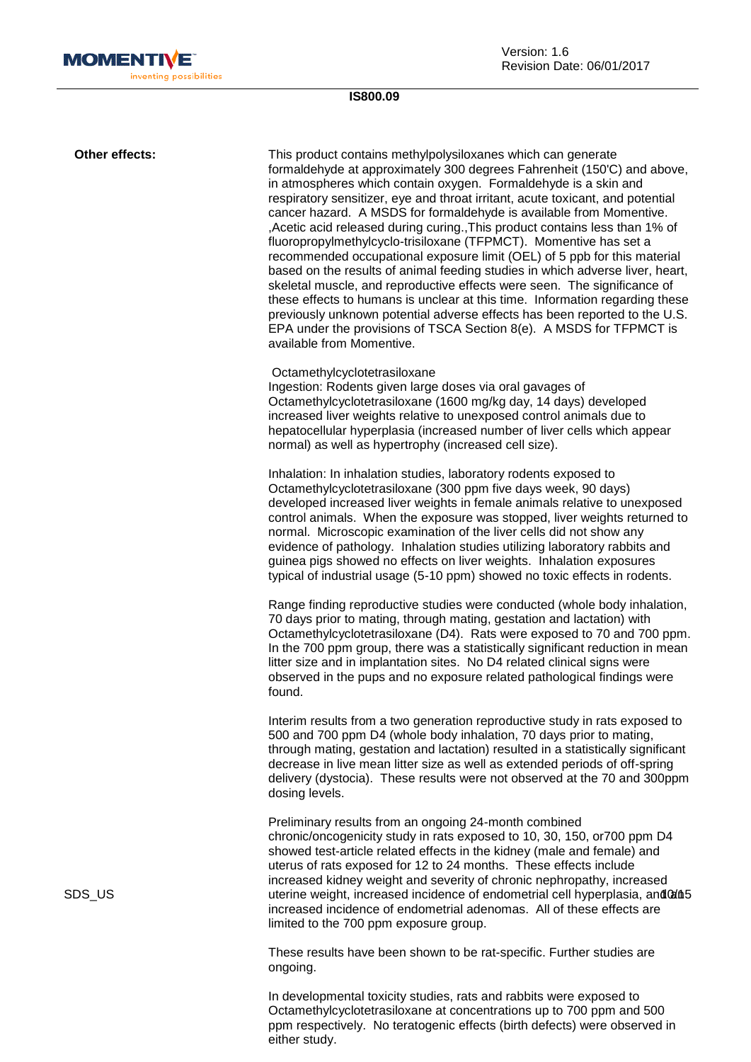**Other effects:**

This product contains methylpolysiloxanes which can generate formaldehyde at approximately 300 degrees Fahrenheit (150'C) and above, in atmospheres which contain oxygen. Formaldehyde is a skin and respiratory sensitizer, eye and throat irritant, acute toxicant, and potential cancer hazard. A MSDS for formaldehyde is available from Momentive. ,Acetic acid released during curing.,This product contains less than 1% of fluoropropylmethylcyclo-trisiloxane (TFPMCT). Momentive has set a recommended occupational exposure limit (OEL) of 5 ppb for this material based on the results of animal feeding studies in which adverse liver, heart, skeletal muscle, and reproductive effects were seen. The significance of these effects to humans is unclear at this time. Information regarding these previously unknown potential adverse effects has been reported to the U.S. EPA under the provisions of TSCA Section 8(e). A MSDS for TFPMCT is available from Momentive.

Octamethylcyclotetrasiloxane
Ingestion: Rodents given large doses via oral gavages of Octamethylcyclotetrasiloxane (1600 mg/kg day, 14 days) developed increased liver weights relative to unexposed control animals due to hepatocellular hyperplasia (increased number of liver cells which appear normal) as well as hypertrophy (increased cell size).

Inhalation: In inhalation studies, laboratory rodents exposed to Octamethylcyclotetrasiloxane (300 ppm five days week, 90 days) developed increased liver weights in female animals relative to unexposed control animals. When the exposure was stopped, liver weights returned to normal. Microscopic examination of the liver cells did not show any evidence of pathology. Inhalation studies utilizing laboratory rabbits and guinea pigs showed no effects on liver weights. Inhalation exposures typical of industrial usage (5-10 ppm) showed no toxic effects in rodents.

Range finding reproductive studies were conducted (whole body inhalation, 70 days prior to mating, through mating, gestation and lactation) with Octamethylcyclotetrasiloxane (D4). Rats were exposed to 70 and 700 ppm. In the 700 ppm group, there was a statistically significant reduction in mean litter size and in implantation sites. No D4 related clinical signs were observed in the pups and no exposure related pathological findings were found.

Interim results from a two generation reproductive study in rats exposed to 500 and 700 ppm D4 (whole body inhalation, 70 days prior to mating, through mating, gestation and lactation) resulted in a statistically significant decrease in live mean litter size as well as extended periods of off-spring delivery (dystocia). These results were not observed at the 70 and 300ppm dosing levels.

Preliminary results from an ongoing 24-month combined chronic/oncogenicity study in rats exposed to 10, 30, 150, or700 ppm D4 showed test-article related effects in the kidney (male and female) and uterus of rats exposed for 12 to 24 months. These effects include increased kidney weight and severity of chronic nephropathy, increased uterine weight, increased incidence of endometrial cell hyperplasia, and increased incidence of endometrial adenomas. All of these effects are limited to the 700 ppm exposure group.

These results have been shown to be rat-specific. Further studies are ongoing.

In developmental toxicity studies, rats and rabbits were exposed to Octamethylcyclotetrasiloxane at concentrations up to 700 ppm and 500 ppm respectively. No teratogenic effects (birth defects) were observed in either study.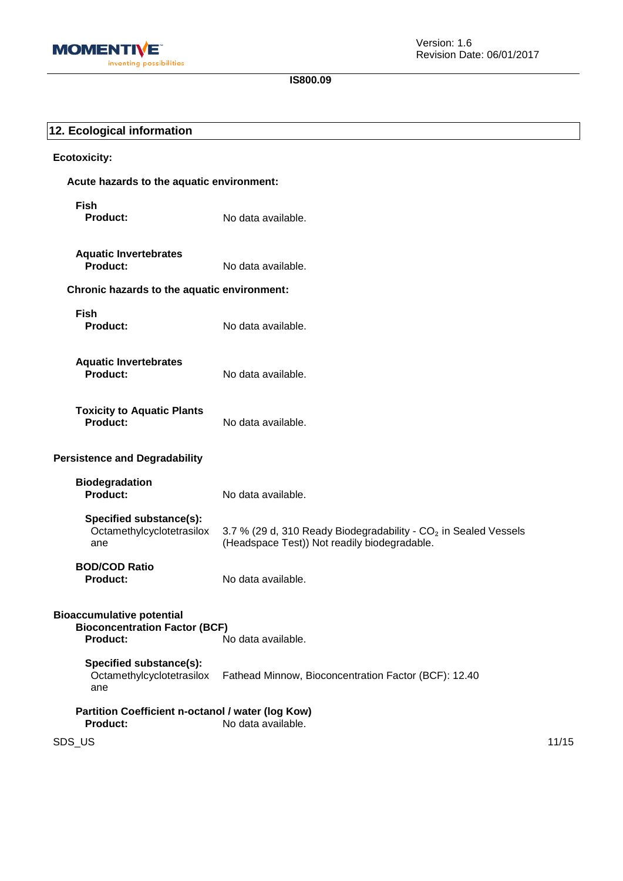## 12. Ecological information

**Ecotoxicity:**

**Acute hazards to the aquatic environment:**

**Fish**

**Product:** No data available.

**Aquatic Invertebrates**

**Product:** No data available.

**Chronic hazards to the aquatic environment:**

**Fish**

**Product:** No data available.

**Aquatic Invertebrates**

**Product:** No data available.

**Toxicity to Aquatic Plants**

**Product:** No data available.

**Persistence and Degradability**

**Biodegradation**

**Product:** No data available.

**Specified substance(s):**

Octamethylcyclotetrasiloxane: 3.7 % (29 d, 310 Ready Biodegradability - $CO_2$ in Sealed Vessels (Headspace Test)) Not readily biodegradable.

**BOD/COD Ratio**

**Product:** No data available.

**Bioaccumulative potential**

**Bioconcentration Factor (BCF)**

**Product:** No data available.

**Specified substance(s):**

Octamethylcyclotetrasiloxane: Fathead Minnow, Bioconcentration Factor (BCF): 12.40

**Partition Coefficient n-octanol / water (log Kow)**

**Product:** No data available.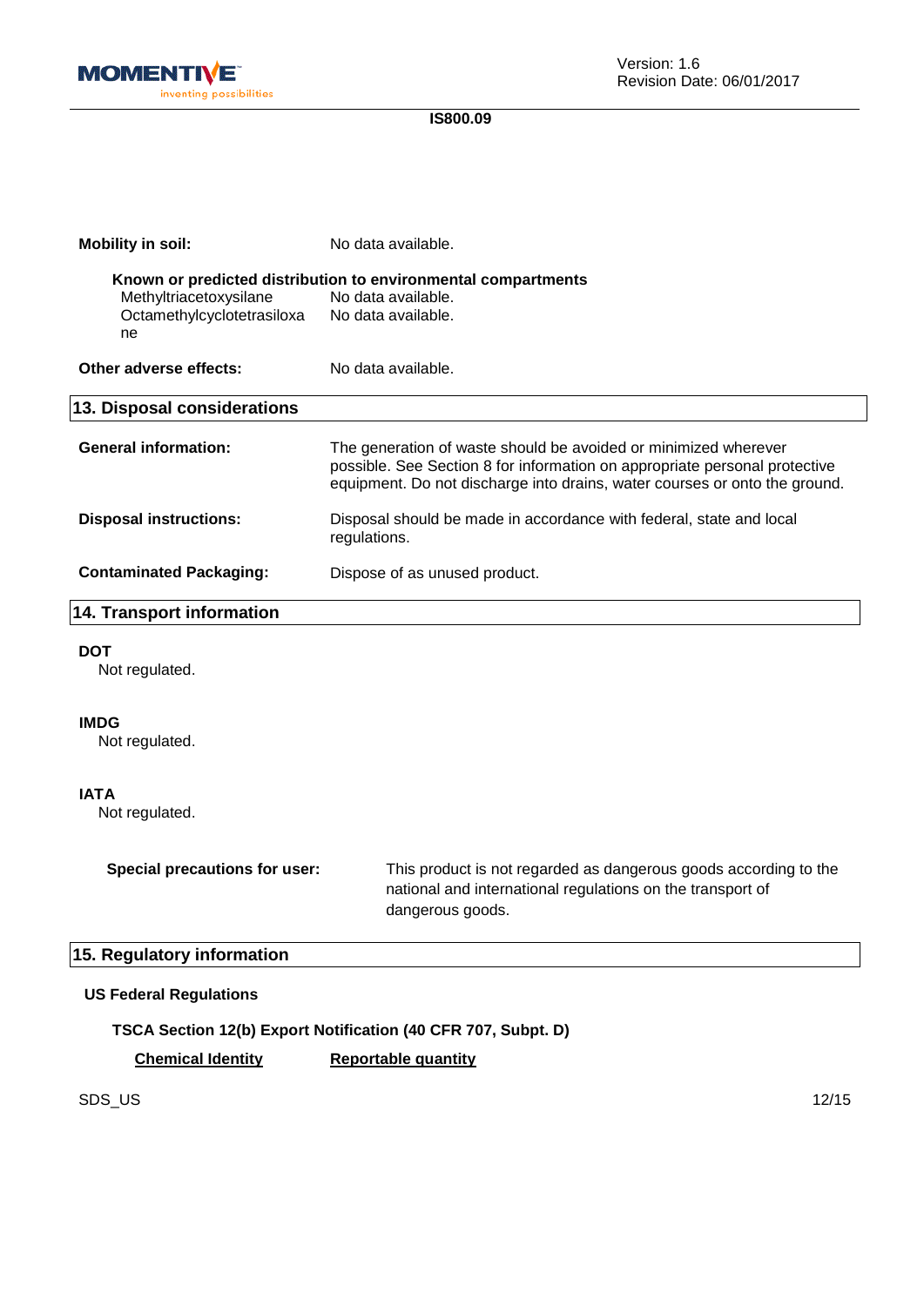**Mobility in soil:** No data available.

**Known or predicted distribution to environmental compartments**

| | |
|---|---|
| Methyltriacetoxysilane | No data available. |
| Octamethylcyclotetrasiloxane | No data available. |

**Other adverse effects:** No data available.

## 13. Disposal considerations

**General information:** The generation of waste should be avoided or minimized wherever possible. See Section 8 for information on appropriate personal protective equipment. Do not discharge into drains, water courses or onto the ground.

**Disposal instructions:** Disposal should be made in accordance with federal, state and local regulations.

**Contaminated Packaging:** Dispose of as unused product.

## 14. Transport information

**DOT**
Not regulated.

**IMDG**
Not regulated.

**IATA**
Not regulated.

**Special precautions for user:** This product is not regarded as dangerous goods according to the national and international regulations on the transport of dangerous goods.

## 15. Regulatory information

**US Federal Regulations**

**TSCA Section 12(b) Export Notification (40 CFR 707, Subpt. D)**

| Chemical Identity | Reportable quantity |
|---|---|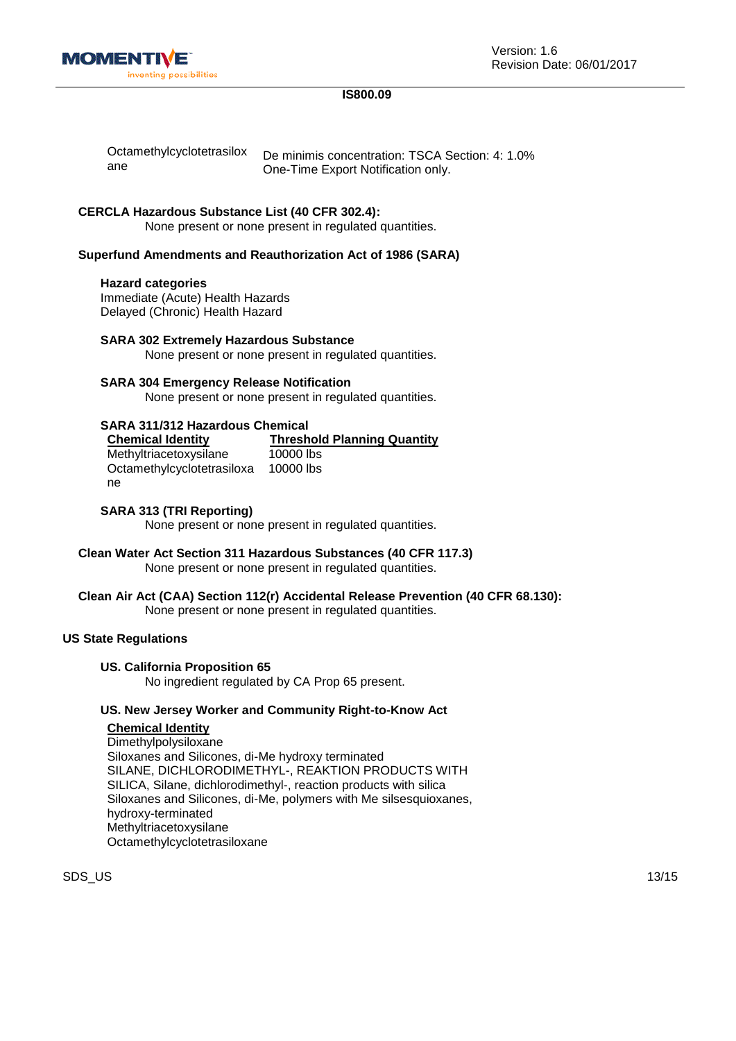| | |
|---|---|
| Octamethylcyclotetrasiloxane | De minimis concentration: TSCA Section: 4: 1.0% One-Time Export Notification only. |

**CERCLA Hazardous Substance List (40 CFR 302.4):**

None present or none present in regulated quantities.

**Superfund Amendments and Reauthorization Act of 1986 (SARA)**

**Hazard categories**

Immediate (Acute) Health Hazards
Delayed (Chronic) Health Hazard

**SARA 302 Extremely Hazardous Substance**

None present or none present in regulated quantities.

**SARA 304 Emergency Release Notification**

None present or none present in regulated quantities.

**SARA 311/312 Hazardous Chemical**

| Chemical Identity | Threshold Planning Quantity |
|---|---|
| Methyltriacetoxysilane | 10000 lbs |
| Octamethylcyclotetrasiloxane | 10000 lbs |

**SARA 313 (TRI Reporting)**

None present or none present in regulated quantities.

**Clean Water Act Section 311 Hazardous Substances (40 CFR 117.3)**

None present or none present in regulated quantities.

**Clean Air Act (CAA) Section 112(r) Accidental Release Prevention (40 CFR 68.130):**

None present or none present in regulated quantities.

**US State Regulations**

**US. California Proposition 65**

No ingredient regulated by CA Prop 65 present.

**US. New Jersey Worker and Community Right-to-Know Act**

**Chemical Identity**

Dimethylpolysiloxane
Siloxanes and Silicones, di-Me hydroxy terminated
SILANE, DICHLORODIMETHYL-, REAKTION PRODUCTS WITH SILICA, Silane, dichlorodimethyl-, reaction products with silica
Siloxanes and Silicones, di-Me, polymers with Me silsesquioxanes, hydroxy-terminated
Methyltriacetoxysilane
Octamethylcyclotetrasiloxane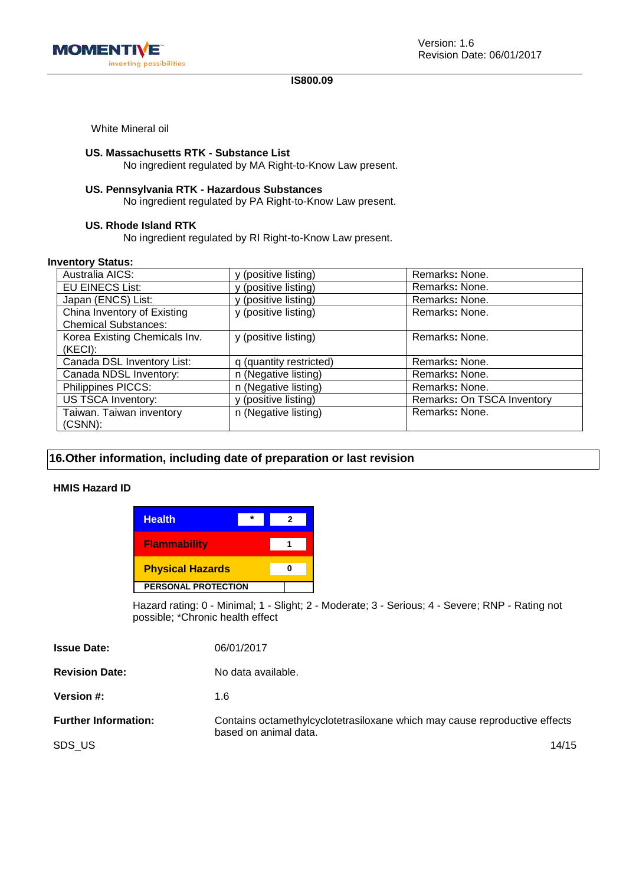White Mineral oil

**US. Massachusetts RTK - Substance List**

No ingredient regulated by MA Right-to-Know Law present.

**US. Pennsylvania RTK - Hazardous Substances**

No ingredient regulated by PA Right-to-Know Law present.

**US. Rhode Island RTK**

No ingredient regulated by RI Right-to-Know Law present.

**Inventory Status:**

| | | |
|---|---|---|
| Australia AICS: | y (positive listing) | Remarks**:** None. |
| EU EINECS List: | y (positive listing) | Remarks**:** None. |
| Japan (ENCS) List: | y (positive listing) | Remarks**:** None. |
| China Inventory of Existing Chemical Substances: | y (positive listing) | Remarks**:** None. |
| Korea Existing Chemicals Inv. (KECI): | y (positive listing) | Remarks**:** None. |
| Canada DSL Inventory List: | q (quantity restricted) | Remarks**:** None. |
| Canada NDSL Inventory: | n (Negative listing) | Remarks**:** None. |
| Philippines PICCS: | n (Negative listing) | Remarks**:** None. |
| US TSCA Inventory: | y (positive listing) | Remarks**:** On TSCA Inventory |
| Taiwan. Taiwan inventory (CSNN): | n (Negative listing) | Remarks**:** None. |

## 16.Other information, including date of preparation or last revision

**HMIS Hazard ID**

| | | |
|---|---|---|
| **Health** | * | 2 |
| **Flammability** | | 1 |
| **Physical Hazards** | | 0 |
| **PERSONAL PROTECTION** | | |

Hazard rating: 0 - Minimal; 1 - Slight; 2 - Moderate; 3 - Serious; 4 - Severe; RNP - Rating not possible; *Chronic health effect

**Issue Date:** 06/01/2017

**Revision Date:** No data available.

**Version #:** 1.6

**Further Information:** Contains octamethylcyclotetrasiloxane which may cause reproductive effects based on animal data.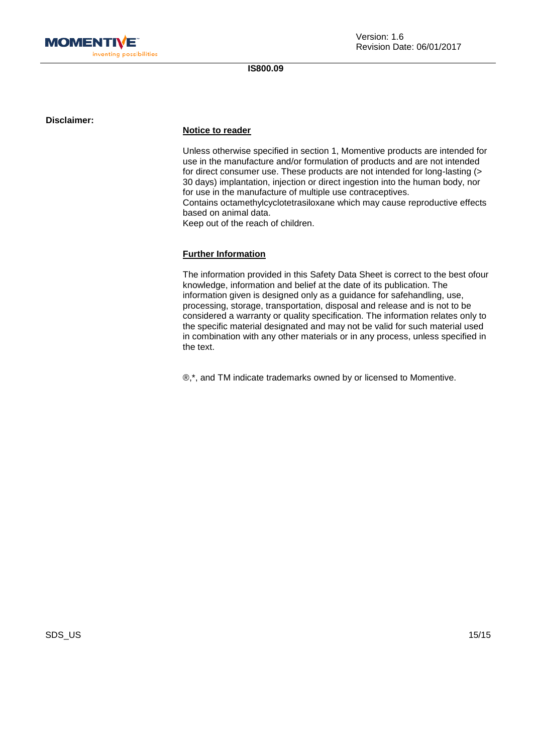**Disclaimer:**

**Notice to reader**

Unless otherwise specified in section 1, Momentive products are intended for use in the manufacture and/or formulation of products and are not intended for direct consumer use. These products are not intended for long-lasting (> 30 days) implantation, injection or direct ingestion into the human body, nor for use in the manufacture of multiple use contraceptives.
Contains octamethylcyclotetrasiloxane which may cause reproductive effects based on animal data.
Keep out of the reach of children.

**Further Information**

The information provided in this Safety Data Sheet is correct to the best ofour knowledge, information and belief at the date of its publication. The information given is designed only as a guidance for safehandling, use, processing, storage, transportation, disposal and release and is not to be considered a warranty or quality specification. The information relates only to the specific material designated and may not be valid for such material used in combination with any other materials or in any process, unless specified in the text.

®,*, and TM indicate trademarks owned by or licensed to Momentive.